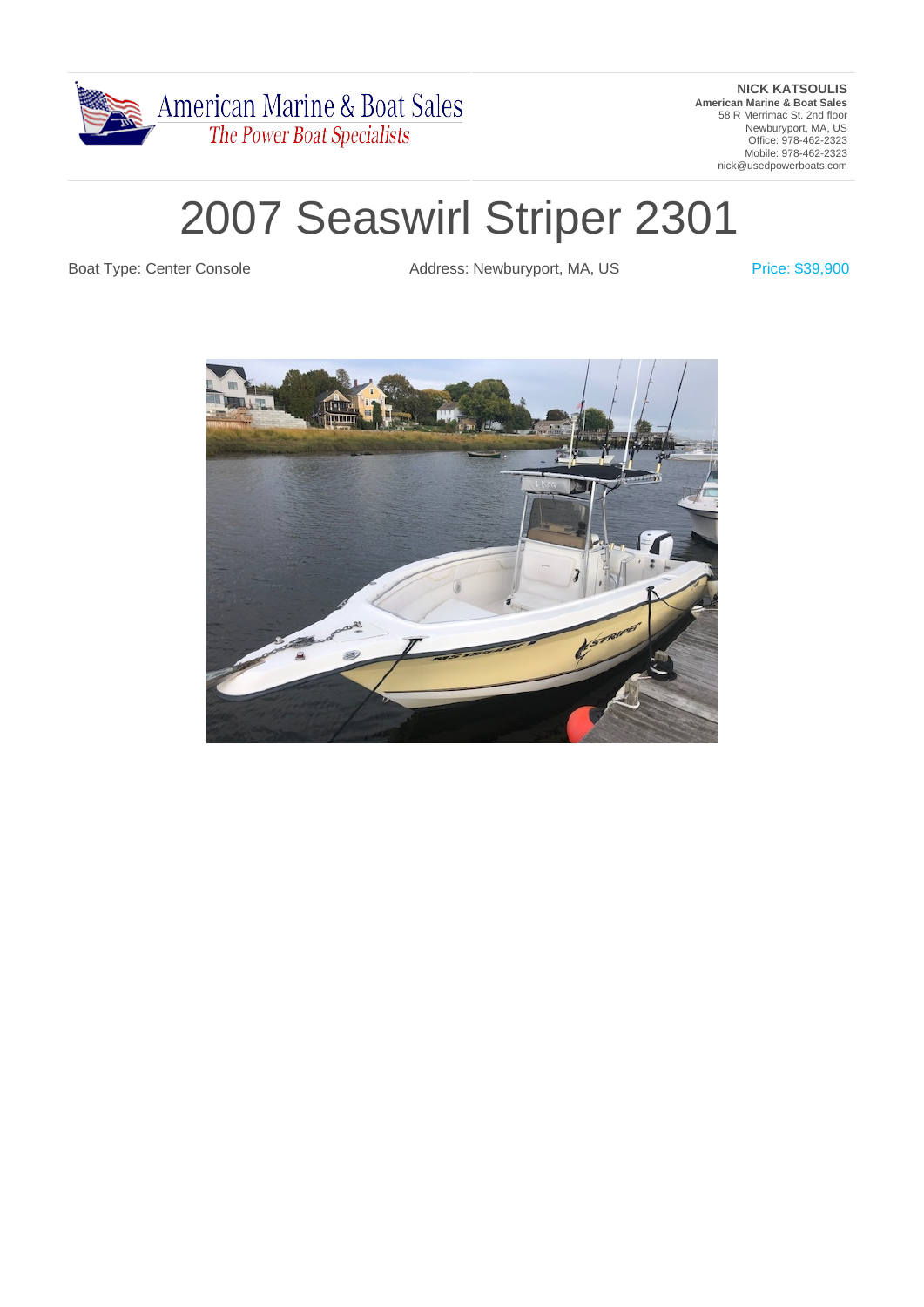American Marine & Boat Sales
*The Power Boat Specialists*

**NICK KATSOULIS**
**American Marine & Boat Sales**
58 R Merrimac St. 2nd floor
Newburyport, MA, US
Office: 978-462-2323
Mobile: 978-462-2323
nick@usedpowerboats.com

# 2007 Seaswirl Striper 2301

Boat Type: Center Console

Address: Newburyport, MA, US

Price: $39,900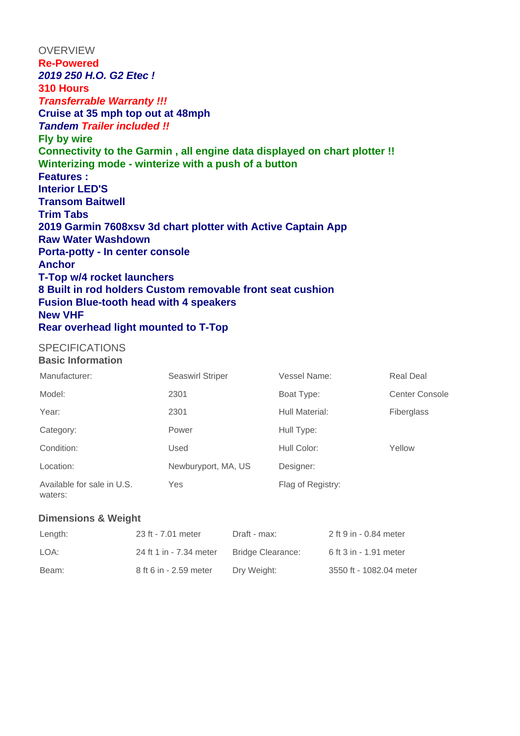## OVERVIEW

**Re-Powered**
***2019 250 H.O. G2 Etec !***
**310 Hours**
***Transferrable Warranty !!!***
**Cruise at 35 mph top out at 48mph**
***Tandem Trailer included !!***
**Fly by wire**
**Connectivity to the Garmin , all engine data displayed on chart plotter !!**
**Winterizing mode - winterize with a push of a button**
**Features :**
**Interior LED'S**
**Transom Baitwell**
**Trim Tabs**
**2019 Garmin 7608xsv 3d chart plotter with Active Captain App**
**Raw Water Washdown**
**Porta-potty - In center console**
**Anchor**
**T-Top w/4 rocket launchers**
**8 Built in rod holders Custom removable front seat cushion**
**Fusion Blue-tooth head with 4 speakers**
**New VHF**
**Rear overhead light mounted to T-Top**

## SPECIFICATIONS

### Basic Information

| | | | |
|---|---|---|---|
| Manufacturer: | Seaswirl Striper | Vessel Name: | Real Deal |
| Model: | 2301 | Boat Type: | Center Console |
| Year: | 2301 | Hull Material: | Fiberglass |
| Category: | Power | Hull Type: | |
| Condition: | Used | Hull Color: | Yellow |
| Location: | Newburyport, MA, US | Designer: | |
| Available for sale in U.S. waters: | Yes | Flag of Registry: | |

### Dimensions & Weight

| | | | |
|---|---|---|---|
| Length: | 23 ft - 7.01 meter | Draft - max: | 2 ft 9 in - 0.84 meter |
| LOA: | 24 ft 1 in - 7.34 meter | Bridge Clearance: | 6 ft 3 in - 1.91 meter |
| Beam: | 8 ft 6 in - 2.59 meter | Dry Weight: | 3550 ft - 1082.04 meter |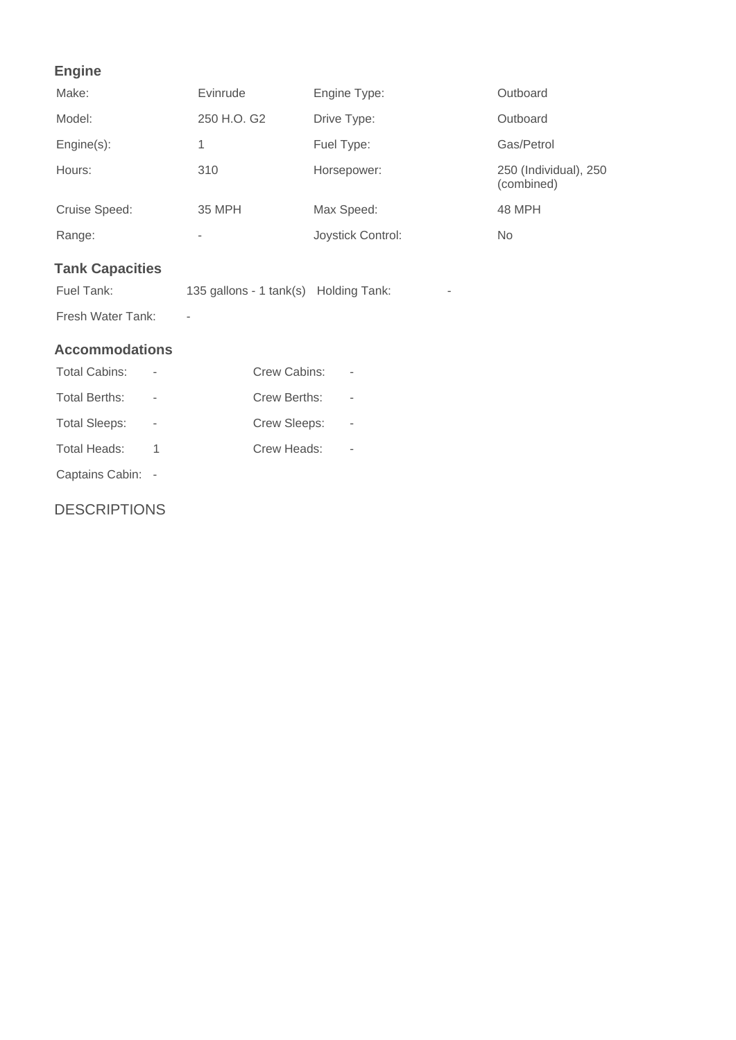### Engine

| | | | |
|---|---|---|---|
| Make: | Evinrude | Engine Type: | Outboard |
| Model: | 250 H.O. G2 | Drive Type: | Outboard |
| Engine(s): | 1 | Fuel Type: | Gas/Petrol |
| Hours: | 310 | Horsepower: | 250 (Individual), 250 (combined) |
| Cruise Speed: | 35 MPH | Max Speed: | 48 MPH |
| Range: | - | Joystick Control: | No |

### Tank Capacities

| | | | |
|---|---|---|---|
| Fuel Tank: | 135 gallons - 1 tank(s) | Holding Tank: | - |
| Fresh Water Tank: | - | | |

### Accommodations

| | | | |
|---|---|---|---|
| Total Cabins: | - | Crew Cabins: | - |
| Total Berths: | - | Crew Berths: | - |
| Total Sleeps: | - | Crew Sleeps: | - |
| Total Heads: | 1 | Crew Heads: | - |
| Captains Cabin: | - | | |

## DESCRIPTIONS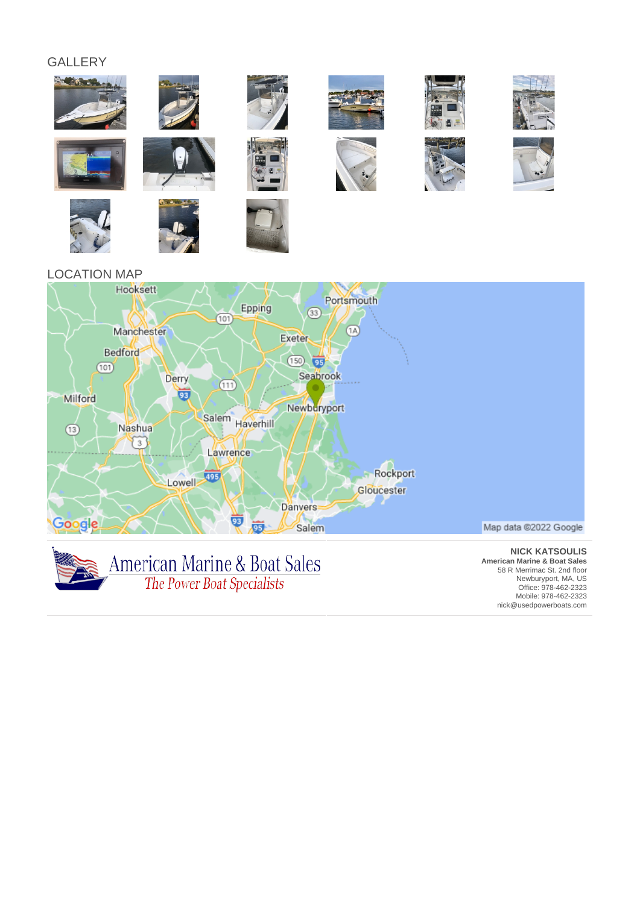## GALLERY

## LOCATION MAP

Hooksett
Portsmouth
Epping
101
33
Manchester
1A
Exeter
Bedford
101
150
95
Seabrook
Derry
111
93
Milford
Newburyport
Salem
Haverhill
13
Nashua
3
Lawrence
Rockport
Gloucester
Lowell
495
Danvers
93
95
Salem
Google
Map data ©2022 Google

American Marine & Boat Sales
*The Power Boat Specialists*

**NICK KATSOULIS**
**American Marine & Boat Sales**
58 R Merrimac St. 2nd floor
Newburyport, MA, US
Office: 978-462-2323
Mobile: 978-462-2323
nick@usedpowerboats.com